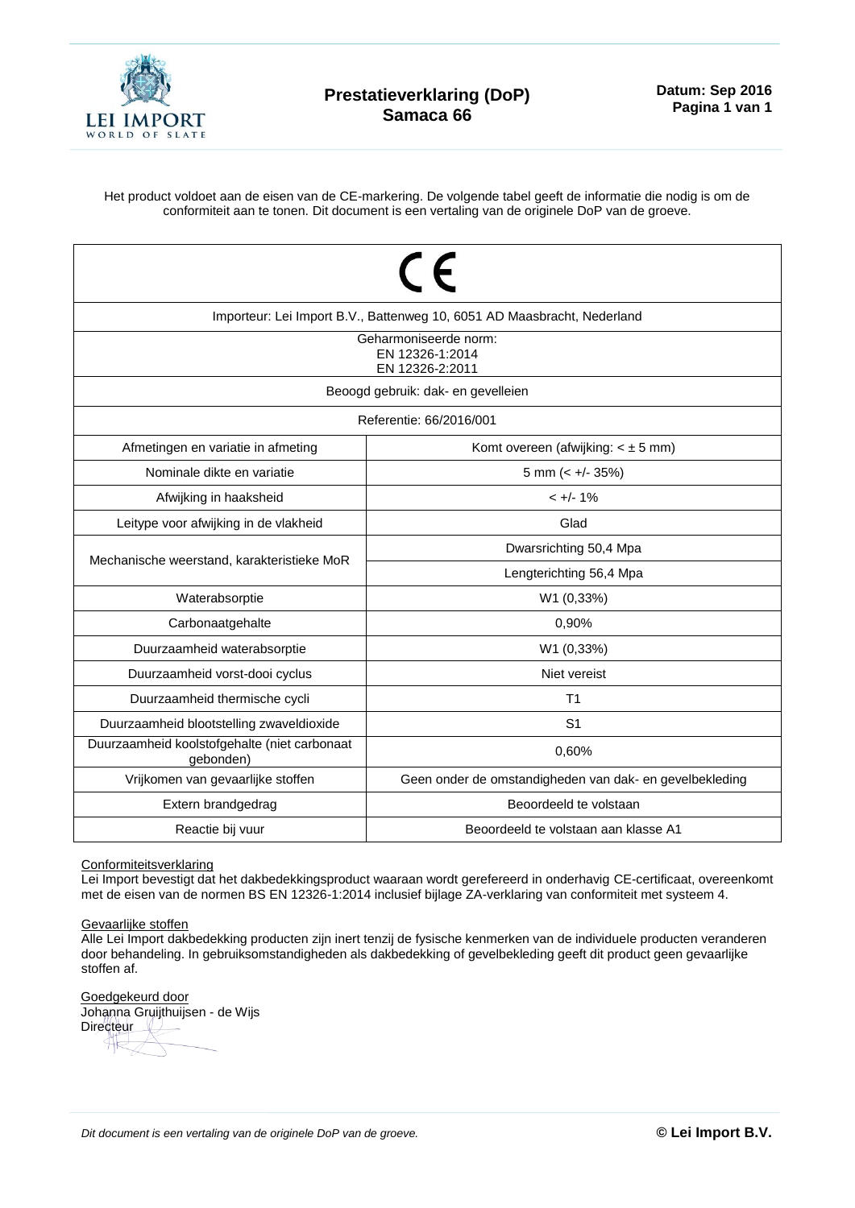# Prestatieverklaring (DoP)
# Samaca 66

**Datum: Sep 2016**
**Pagina 1 van 1**

Het product voldoet aan de eisen van de CE-markering. De volgende tabel geeft de informatie die nodig is om de conformiteit aan te tonen. Dit document is een vertaling van de originele DoP van de groeve.

| CE | |
|---|---|
| Importeur: Lei Import B.V., Battenweg 10, 6051 AD Maasbracht, Nederland | |
| Geharmoniseerde norm:<br>EN 12326-1:2014<br>EN 12326-2:2011 | |
| Beoogd gebruik: dak- en gevelleien | |
| Referentie: 66/2016/001 | |
| Afmetingen en variatie in afmeting | Komt overeen (afwijking: < ± 5 mm) |
| Nominale dikte en variatie | 5 mm (< +/- 35%) |
| Afwijking in haaksheid | < +/- 1% |
| Leitype voor afwijking in de vlakheid | Glad |
| Mechanische weerstand, karakteristieke MoR | Dwarsrichting 50,4 Mpa |
| | Lengterichting 56,4 Mpa |
| Waterabsorptie | W1 (0,33%) |
| Carbonaatgehalte | 0,90% |
| Duurzaamheid waterabsorptie | W1 (0,33%) |
| Duurzaamheid vorst-dooi cyclus | Niet vereist |
| Duurzaamheid thermische cycli | T1 |
| Duurzaamheid blootstelling zwaveldioxide | S1 |
| Duurzaamheid koolstofgehalte (niet carbonaat gebonden) | 0,60% |
| Vrijkomen van gevaarlijke stoffen | Geen onder de omstandigheden van dak- en gevelbekleding |
| Extern brandgedrag | Beoordeeld te volstaan |
| Reactie bij vuur | Beoordeeld te volstaan aan klasse A1 |

Conformiteitsverklaring
Lei Import bevestigt dat het dakbedekkingsproduct waaraan wordt gerefereerd in onderhavig CE-certificaat, overeenkomt met de eisen van de normen BS EN 12326-1:2014 inclusief bijlage ZA-verklaring van conformiteit met systeem 4.

Gevaarlijke stoffen
Alle Lei Import dakbedekking producten zijn inert tenzij de fysische kenmerken van de individuele producten veranderen door behandeling. In gebruiksomstandigheden als dakbedekking of gevelbekleding geeft dit product geen gevaarlijke stoffen af.

Goedgekeurd door
Johanna Gruijthuijsen - de Wijs
Directeur

*Dit document is een vertaling van de originele DoP van de groeve.*

**© Lei Import B.V.**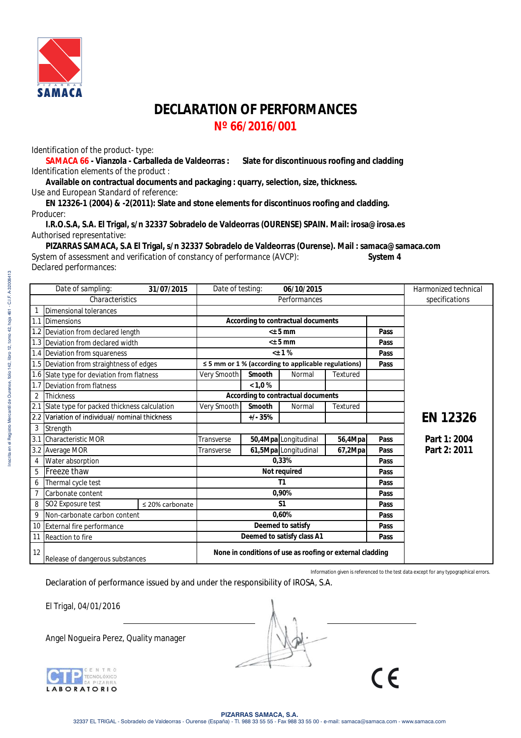# DECLARATION OF PERFORMANCES

## Nº 66/2016/001

Identification of the product- type:

**SAMACA 66 - Vianzola - Carballeda de Valdeorras : Slate for discontinuous roofing and cladding**

Identification elements of the product :

**Available on contractual documents and packaging : quarry, selection, size, thickness.**

Use and European Standard of reference:

**EN 12326-1 (2004) & -2(2011): Slate and stone elements for discontinuos roofing and cladding.**

Producer:

**I.R.O.S.A, S.A. El Trigal, s/n 32337 Sobradelo de Valdeorras (OURENSE) SPAIN. Mail: irosa@irosa.es**

Authorised representative:

**PIZARRAS SAMACA, S.A El Trigal, s/n 32337 Sobradelo de Valdeorras (Ourense). Mail : samaca@samaca.com**

System of assessment and verification of constancy of performance (AVCP): **System 4**

Declared performances:

| Date of sampling: | | 31/07/2015 | Date of testing: | 06/10/2015 | | | | Harmonized technical specifications |
|---|---|---|---|---|---|---|---|---|
| Characteristics | | | Performances | | | | | |
| 1 | Dimensional tolerances | | | | | | | |
| 1.1 | Dimensions | | **According to contractual documents** | | | | | |
| 1.2 | Deviation from declared length | | **<± 5 mm** | | | | **Pass** | |
| 1.3 | Deviation from declared width | | **<± 5 mm** | | | | **Pass** | |
| 1.4 | Deviation from squareness | | **<± 1 %** | | | | **Pass** | |
| 1.5 | Deviation from straightness of edges | | **≤ 5 mm or 1 % (according to applicable regulations)** | | | | **Pass** | |
| 1.6 | Slate type for deviation from flatness | | Very Smooth | **Smooth** | Normal | Textured | | |
| 1.7 | Deviation from flatness | | | **< 1,0 %** | | | | |
| 2 | Thickness | | **According to contractual documents** | | | | | |
| 2.1 | Slate type for packed thickness calculation | | Very Smooth | **Smooth** | Normal | Textured | | |
| 2.2 | Variation of individual/ nominal thickness | | | **+/- 35%** | | | | **EN 12326** |
| 3 | Strength | | | | | | | |
| 3.1 | Characteristic MOR | | Transverse | **50,4Mpa** | Longitudinal | **56,4Mpa** | **Pass** | **Part 1: 2004** |
| 3.2 | Average MOR | | Transverse | **61,5Mpa** | Longitudinal | **67,2Mpa** | **Pass** | **Part 2: 2011** |
| 4 | Water absorption | | **0,33%** | | | | **Pass** | |
| 5 | Freeze thaw | | **Not required** | | | | **Pass** | |
| 6 | Thermal cycle test | | **T1** | | | | **Pass** | |
| 7 | Carbonate content | | **0,90%** | | | | **Pass** | |
| 8 | SO2 Exposure test | ≤ 20% carbonate | **S1** | | | | **Pass** | |
| 9 | Non-carbonate carbon content | | **0,60%** | | | | **Pass** | |
| 10 | External fire performance | | **Deemed to satisfy** | | | | **Pass** | |
| 11 | Reaction to fire | | **Deemed to satisfy class A1** | | | | **Pass** | |
| 12 | Release of dangerous substances | | **None in conditions of use as roofing or external cladding** | | | | | |

Information given is referenced to the test data except for any typographical errors.

Declaration of performance issued by and under the responsibility of IROSA, S.A.

El Trigal, 04/01/2016

Angel Nogueira Perez, Quality manager

CTP CENTRO TECNOLÓXICO DA PIZARRA LABORATORIO

CE

**PIZARRAS SAMACA, S.A.**
32337 EL TRIGAL - Sobradelo de Valdeorras - Ourense (España) - Tl. 988 33 55 55 - Fax 988 33 55 00 - e-mail: samaca@samaca.com - www.samaca.com